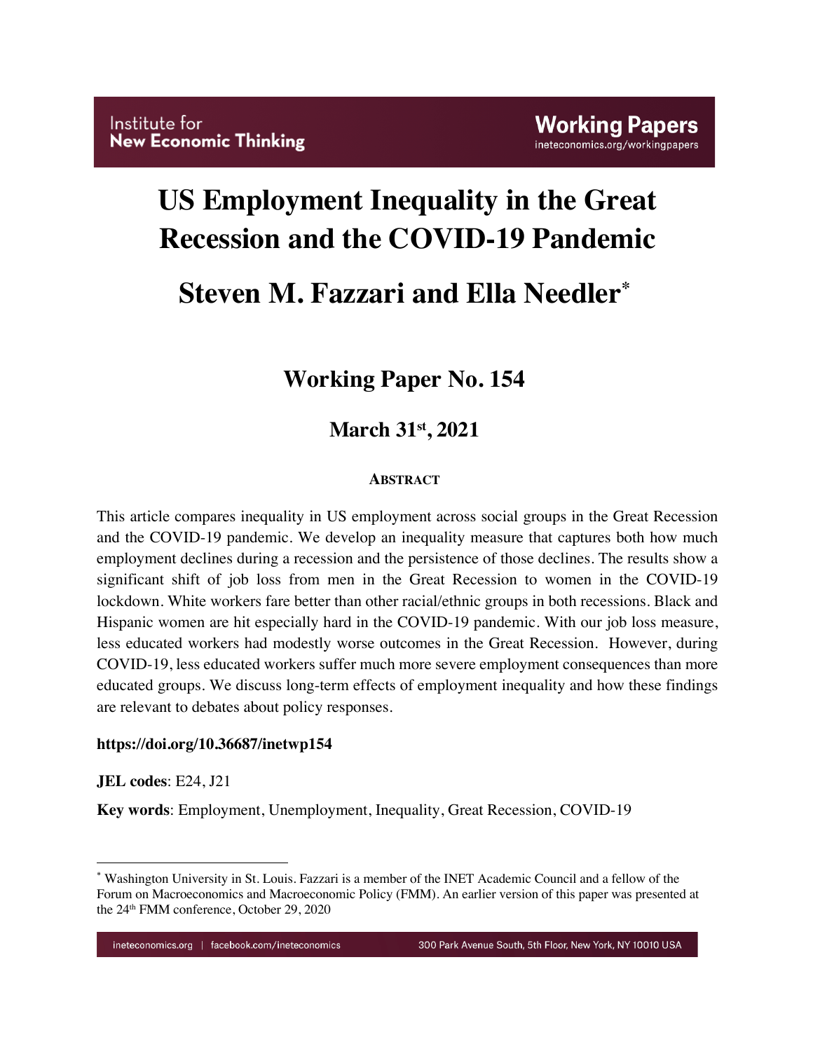Institute for **New Economic Thinking**

**Working Papers**
ineteconomics.org/workingpapers

# US Employment Inequality in the Great Recession and the COVID-19 Pandemic

## Steven M. Fazzari and Ella Needler[*]

### Working Paper No. 154

### March 31st, 2021

**ABSTRACT**

This article compares inequality in US employment across social groups in the Great Recession and the COVID-19 pandemic. We develop an inequality measure that captures both how much employment declines during a recession and the persistence of those declines. The results show a significant shift of job loss from men in the Great Recession to women in the COVID-19 lockdown. White workers fare better than other racial/ethnic groups in both recessions. Black and Hispanic women are hit especially hard in the COVID-19 pandemic. With our job loss measure, less educated workers had modestly worse outcomes in the Great Recession. However, during COVID-19, less educated workers suffer much more severe employment consequences than more educated groups. We discuss long-term effects of employment inequality and how these findings are relevant to debates about policy responses.

**https://doi.org/10.36687/inetwp154**

**JEL codes**: E24, J21

**Key words**: Employment, Unemployment, Inequality, Great Recession, COVID-19

---

[*] Washington University in St. Louis. Fazzari is a member of the INET Academic Council and a fellow of the Forum on Macroeconomics and Macroeconomic Policy (FMM). An earlier version of this paper was presented at the 24th FMM conference, October 29, 2020

ineteconomics.org | facebook.com/ineteconomics    300 Park Avenue South, 5th Floor, New York, NY 10010 USA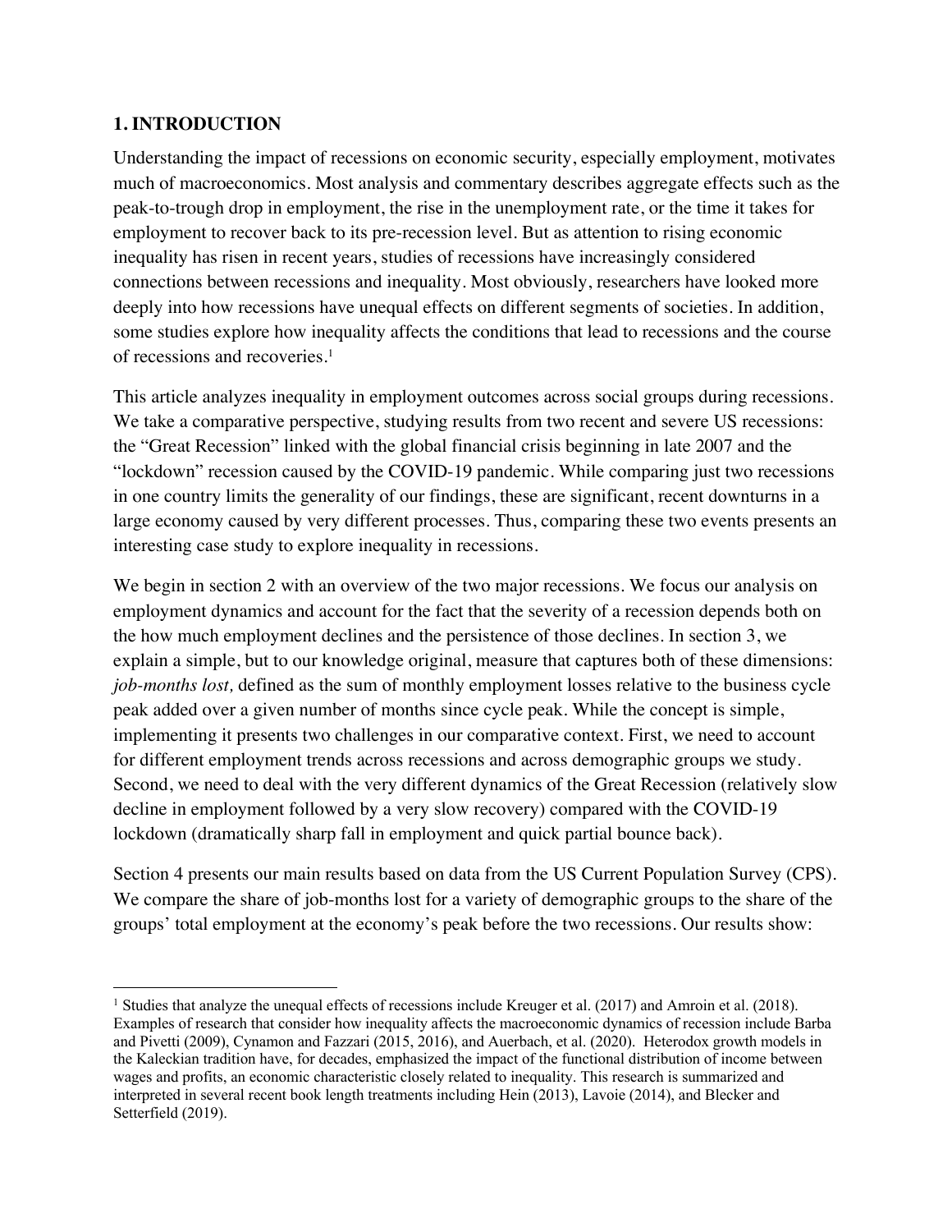## 1. INTRODUCTION

Understanding the impact of recessions on economic security, especially employment, motivates much of macroeconomics. Most analysis and commentary describes aggregate effects such as the peak-to-trough drop in employment, the rise in the unemployment rate, or the time it takes for employment to recover back to its pre-recession level. But as attention to rising economic inequality has risen in recent years, studies of recessions have increasingly considered connections between recessions and inequality. Most obviously, researchers have looked more deeply into how recessions have unequal effects on different segments of societies. In addition, some studies explore how inequality affects the conditions that lead to recessions and the course of recessions and recoveries.[1]

This article analyzes inequality in employment outcomes across social groups during recessions. We take a comparative perspective, studying results from two recent and severe US recessions: the "Great Recession" linked with the global financial crisis beginning in late 2007 and the "lockdown" recession caused by the COVID-19 pandemic. While comparing just two recessions in one country limits the generality of our findings, these are significant, recent downturns in a large economy caused by very different processes. Thus, comparing these two events presents an interesting case study to explore inequality in recessions.

We begin in section 2 with an overview of the two major recessions. We focus our analysis on employment dynamics and account for the fact that the severity of a recession depends both on the how much employment declines and the persistence of those declines. In section 3, we explain a simple, but to our knowledge original, measure that captures both of these dimensions: *job-months lost,* defined as the sum of monthly employment losses relative to the business cycle peak added over a given number of months since cycle peak. While the concept is simple, implementing it presents two challenges in our comparative context. First, we need to account for different employment trends across recessions and across demographic groups we study. Second, we need to deal with the very different dynamics of the Great Recession (relatively slow decline in employment followed by a very slow recovery) compared with the COVID-19 lockdown (dramatically sharp fall in employment and quick partial bounce back).

Section 4 presents our main results based on data from the US Current Population Survey (CPS). We compare the share of job-months lost for a variety of demographic groups to the share of the groups' total employment at the economy's peak before the two recessions. Our results show:

---

[1] Studies that analyze the unequal effects of recessions include Kreuger et al. (2017) and Amroin et al. (2018). Examples of research that consider how inequality affects the macroeconomic dynamics of recession include Barba and Pivetti (2009), Cynamon and Fazzari (2015, 2016), and Auerbach, et al. (2020). Heterodox growth models in the Kaleckian tradition have, for decades, emphasized the impact of the functional distribution of income between wages and profits, an economic characteristic closely related to inequality. This research is summarized and interpreted in several recent book length treatments including Hein (2013), Lavoie (2014), and Blecker and Setterfield (2019).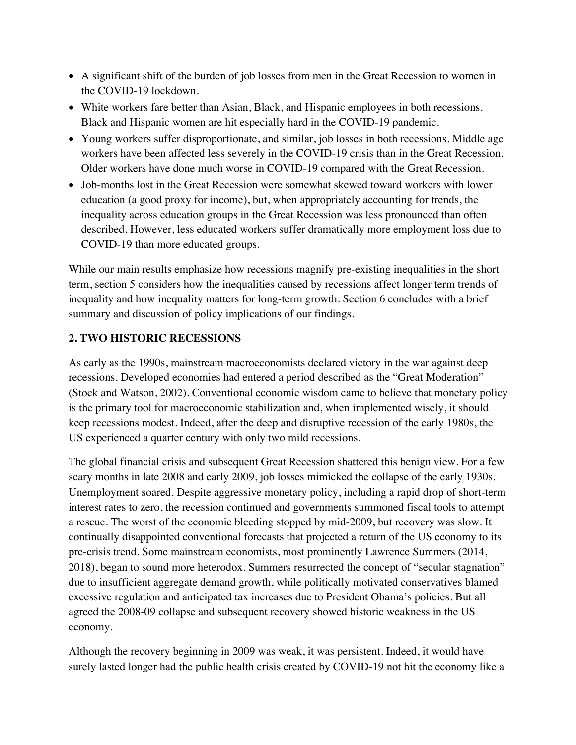- A significant shift of the burden of job losses from men in the Great Recession to women in the COVID-19 lockdown.
- White workers fare better than Asian, Black, and Hispanic employees in both recessions. Black and Hispanic women are hit especially hard in the COVID-19 pandemic.
- Young workers suffer disproportionate, and similar, job losses in both recessions. Middle age workers have been affected less severely in the COVID-19 crisis than in the Great Recession. Older workers have done much worse in COVID-19 compared with the Great Recession.
- Job-months lost in the Great Recession were somewhat skewed toward workers with lower education (a good proxy for income), but, when appropriately accounting for trends, the inequality across education groups in the Great Recession was less pronounced than often described. However, less educated workers suffer dramatically more employment loss due to COVID-19 than more educated groups.

While our main results emphasize how recessions magnify pre-existing inequalities in the short term, section 5 considers how the inequalities caused by recessions affect longer term trends of inequality and how inequality matters for long-term growth. Section 6 concludes with a brief summary and discussion of policy implications of our findings.

## 2. TWO HISTORIC RECESSIONS

As early as the 1990s, mainstream macroeconomists declared victory in the war against deep recessions. Developed economies had entered a period described as the "Great Moderation" (Stock and Watson, 2002). Conventional economic wisdom came to believe that monetary policy is the primary tool for macroeconomic stabilization and, when implemented wisely, it should keep recessions modest. Indeed, after the deep and disruptive recession of the early 1980s, the US experienced a quarter century with only two mild recessions.

The global financial crisis and subsequent Great Recession shattered this benign view. For a few scary months in late 2008 and early 2009, job losses mimicked the collapse of the early 1930s. Unemployment soared. Despite aggressive monetary policy, including a rapid drop of short-term interest rates to zero, the recession continued and governments summoned fiscal tools to attempt a rescue. The worst of the economic bleeding stopped by mid-2009, but recovery was slow. It continually disappointed conventional forecasts that projected a return of the US economy to its pre-crisis trend. Some mainstream economists, most prominently Lawrence Summers (2014, 2018), began to sound more heterodox. Summers resurrected the concept of "secular stagnation" due to insufficient aggregate demand growth, while politically motivated conservatives blamed excessive regulation and anticipated tax increases due to President Obama's policies. But all agreed the 2008-09 collapse and subsequent recovery showed historic weakness in the US economy.

Although the recovery beginning in 2009 was weak, it was persistent. Indeed, it would have surely lasted longer had the public health crisis created by COVID-19 not hit the economy like a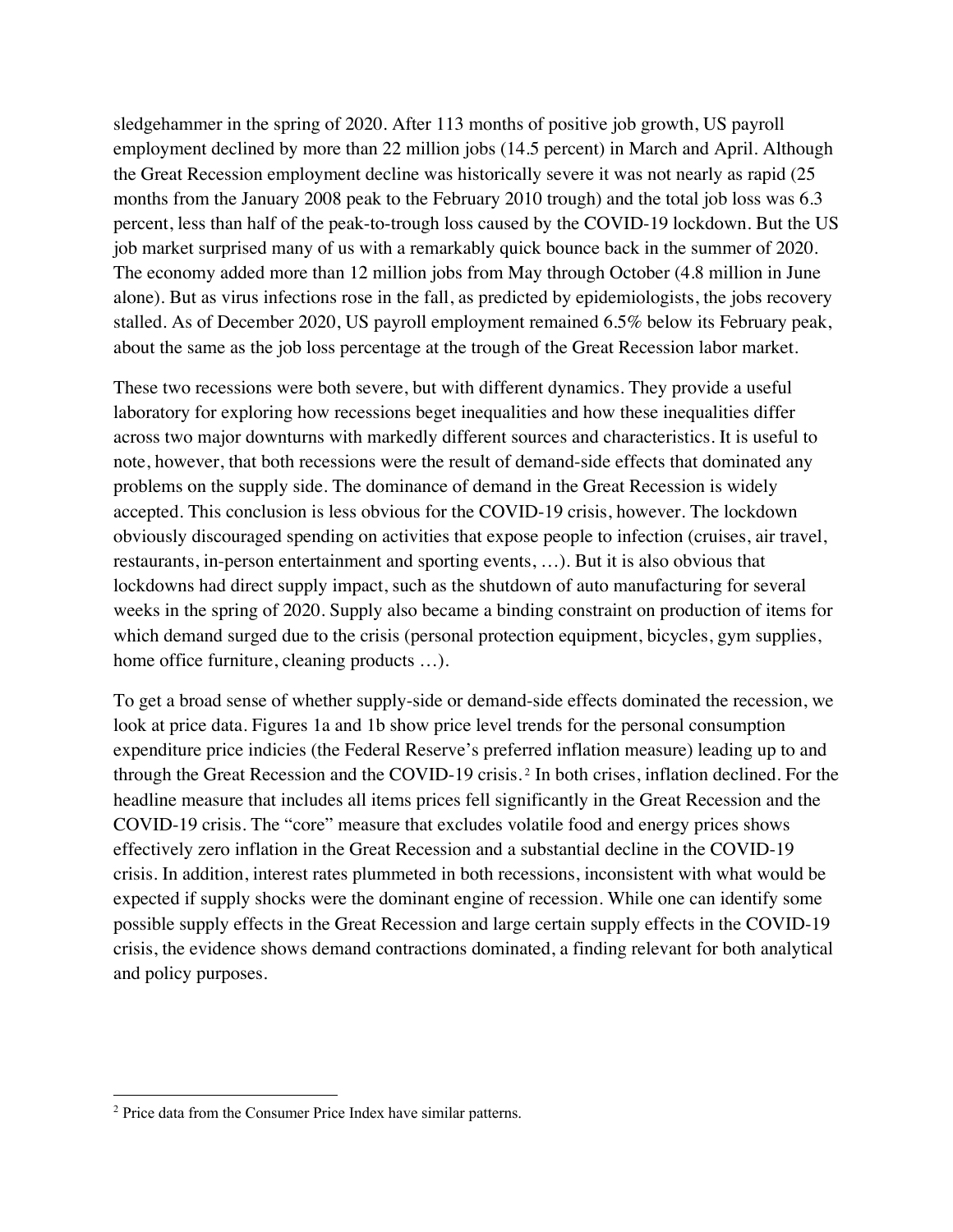sledgehammer in the spring of 2020. After 113 months of positive job growth, US payroll employment declined by more than 22 million jobs (14.5 percent) in March and April. Although the Great Recession employment decline was historically severe it was not nearly as rapid (25 months from the January 2008 peak to the February 2010 trough) and the total job loss was 6.3 percent, less than half of the peak-to-trough loss caused by the COVID-19 lockdown. But the US job market surprised many of us with a remarkably quick bounce back in the summer of 2020. The economy added more than 12 million jobs from May through October (4.8 million in June alone). But as virus infections rose in the fall, as predicted by epidemiologists, the jobs recovery stalled. As of December 2020, US payroll employment remained 6.5% below its February peak, about the same as the job loss percentage at the trough of the Great Recession labor market.

These two recessions were both severe, but with different dynamics. They provide a useful laboratory for exploring how recessions beget inequalities and how these inequalities differ across two major downturns with markedly different sources and characteristics. It is useful to note, however, that both recessions were the result of demand-side effects that dominated any problems on the supply side. The dominance of demand in the Great Recession is widely accepted. This conclusion is less obvious for the COVID-19 crisis, however. The lockdown obviously discouraged spending on activities that expose people to infection (cruises, air travel, restaurants, in-person entertainment and sporting events, …). But it is also obvious that lockdowns had direct supply impact, such as the shutdown of auto manufacturing for several weeks in the spring of 2020. Supply also became a binding constraint on production of items for which demand surged due to the crisis (personal protection equipment, bicycles, gym supplies, home office furniture, cleaning products …).

To get a broad sense of whether supply-side or demand-side effects dominated the recession, we look at price data. Figures 1a and 1b show price level trends for the personal consumption expenditure price indicies (the Federal Reserve's preferred inflation measure) leading up to and through the Great Recession and the COVID-19 crisis.[2] In both crises, inflation declined. For the headline measure that includes all items prices fell significantly in the Great Recession and the COVID-19 crisis. The "core" measure that excludes volatile food and energy prices shows effectively zero inflation in the Great Recession and a substantial decline in the COVID-19 crisis. In addition, interest rates plummeted in both recessions, inconsistent with what would be expected if supply shocks were the dominant engine of recession. While one can identify some possible supply effects in the Great Recession and large certain supply effects in the COVID-19 crisis, the evidence shows demand contractions dominated, a finding relevant for both analytical and policy purposes.

[2] Price data from the Consumer Price Index have similar patterns.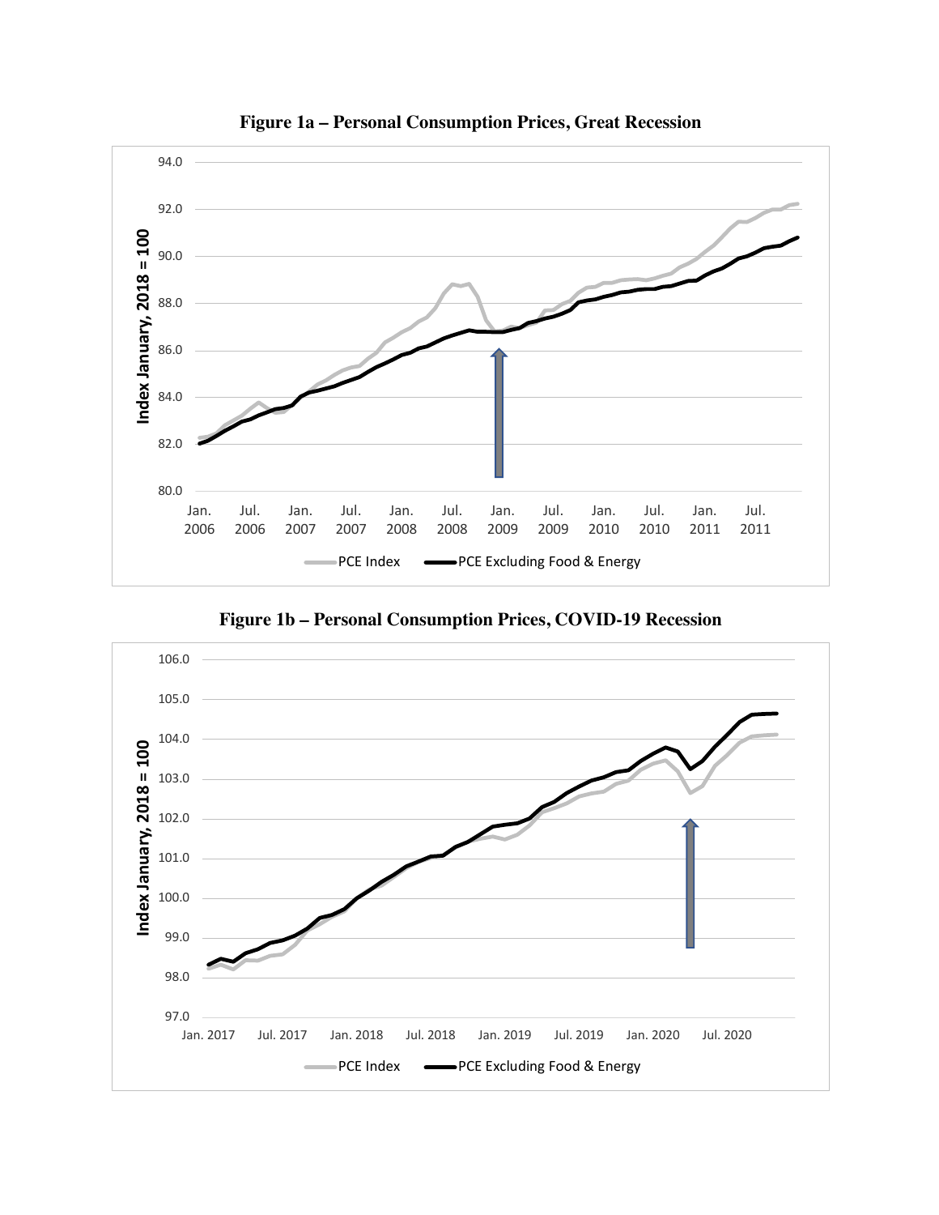**Figure 1a – Personal Consumption Prices, Great Recession**

**Figure 1b – Personal Consumption Prices, COVID-19 Recession**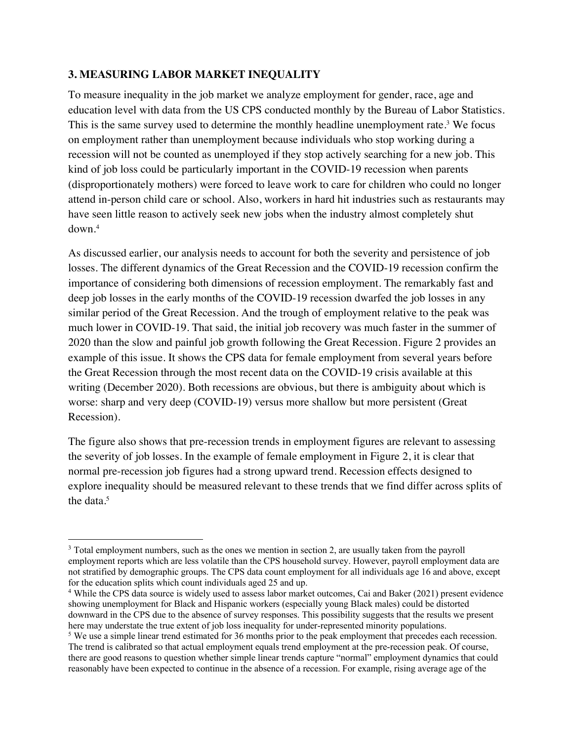### 3. MEASURING LABOR MARKET INEQUALITY

To measure inequality in the job market we analyze employment for gender, race, age and education level with data from the US CPS conducted monthly by the Bureau of Labor Statistics. This is the same survey used to determine the monthly headline unemployment rate.[3] We focus on employment rather than unemployment because individuals who stop working during a recession will not be counted as unemployed if they stop actively searching for a new job. This kind of job loss could be particularly important in the COVID-19 recession when parents (disproportionately mothers) were forced to leave work to care for children who could no longer attend in-person child care or school. Also, workers in hard hit industries such as restaurants may have seen little reason to actively seek new jobs when the industry almost completely shut down.[4]

As discussed earlier, our analysis needs to account for both the severity and persistence of job losses. The different dynamics of the Great Recession and the COVID-19 recession confirm the importance of considering both dimensions of recession employment. The remarkably fast and deep job losses in the early months of the COVID-19 recession dwarfed the job losses in any similar period of the Great Recession. And the trough of employment relative to the peak was much lower in COVID-19. That said, the initial job recovery was much faster in the summer of 2020 than the slow and painful job growth following the Great Recession. Figure 2 provides an example of this issue. It shows the CPS data for female employment from several years before the Great Recession through the most recent data on the COVID-19 crisis available at this writing (December 2020). Both recessions are obvious, but there is ambiguity about which is worse: sharp and very deep (COVID-19) versus more shallow but more persistent (Great Recession).

The figure also shows that pre-recession trends in employment figures are relevant to assessing the severity of job losses. In the example of female employment in Figure 2, it is clear that normal pre-recession job figures had a strong upward trend. Recession effects designed to explore inequality should be measured relevant to these trends that we find differ across splits of the data.[5]

---

[3] Total employment numbers, such as the ones we mention in section 2, are usually taken from the payroll employment reports which are less volatile than the CPS household survey. However, payroll employment data are not stratified by demographic groups. The CPS data count employment for all individuals age 16 and above, except for the education splits which count individuals aged 25 and up.

[4] While the CPS data source is widely used to assess labor market outcomes, Cai and Baker (2021) present evidence showing unemployment for Black and Hispanic workers (especially young Black males) could be distorted downward in the CPS due to the absence of survey responses. This possibility suggests that the results we present here may understate the true extent of job loss inequality for under-represented minority populations.

[5] We use a simple linear trend estimated for 36 months prior to the peak employment that precedes each recession. The trend is calibrated so that actual employment equals trend employment at the pre-recession peak. Of course, there are good reasons to question whether simple linear trends capture "normal" employment dynamics that could reasonably have been expected to continue in the absence of a recession. For example, rising average age of the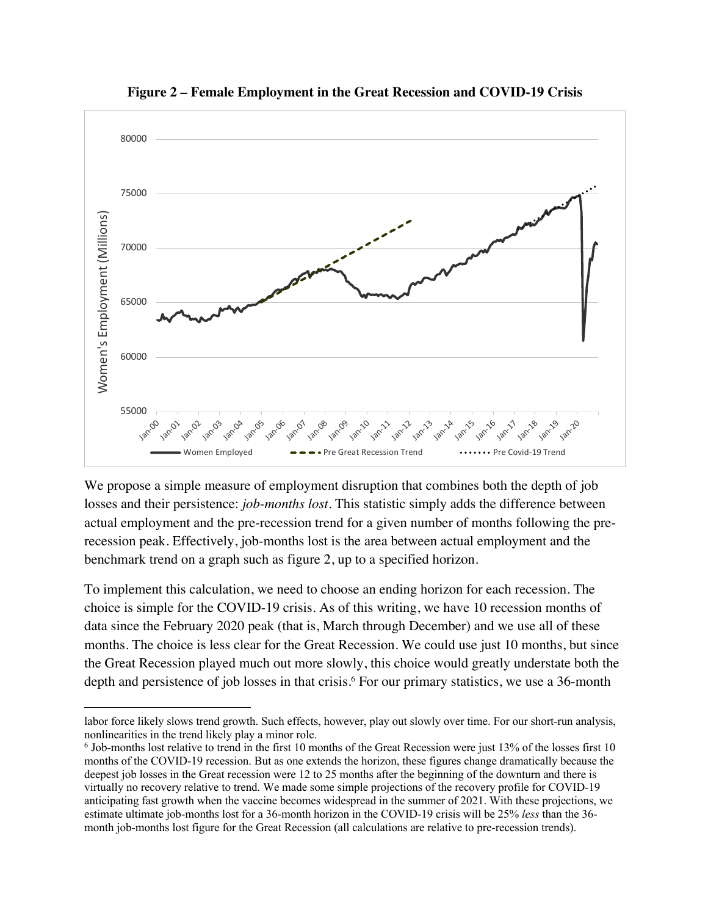**Figure 2 – Female Employment in the Great Recession and COVID-19 Crisis**

We propose a simple measure of employment disruption that combines both the depth of job losses and their persistence: *job-months lost*. This statistic simply adds the difference between actual employment and the pre-recession trend for a given number of months following the pre-recession peak. Effectively, job-months lost is the area between actual employment and the benchmark trend on a graph such as figure 2, up to a specified horizon.

To implement this calculation, we need to choose an ending horizon for each recession. The choice is simple for the COVID-19 crisis. As of this writing, we have 10 recession months of data since the February 2020 peak (that is, March through December) and we use all of these months. The choice is less clear for the Great Recession. We could use just 10 months, but since the Great Recession played much out more slowly, this choice would greatly understate both the depth and persistence of job losses in that crisis.[6] For our primary statistics, we use a 36-month

---

labor force likely slows trend growth. Such effects, however, play out slowly over time. For our short-run analysis, nonlinearities in the trend likely play a minor role.

[6] Job-months lost relative to trend in the first 10 months of the Great Recession were just 13% of the losses first 10 months of the COVID-19 recession. But as one extends the horizon, these figures change dramatically because the deepest job losses in the Great recession were 12 to 25 months after the beginning of the downturn and there is virtually no recovery relative to trend. We made some simple projections of the recovery profile for COVID-19 anticipating fast growth when the vaccine becomes widespread in the summer of 2021. With these projections, we estimate ultimate job-months lost for a 36-month horizon in the COVID-19 crisis will be 25% *less* than the 36-month job-months lost figure for the Great Recession (all calculations are relative to pre-recession trends).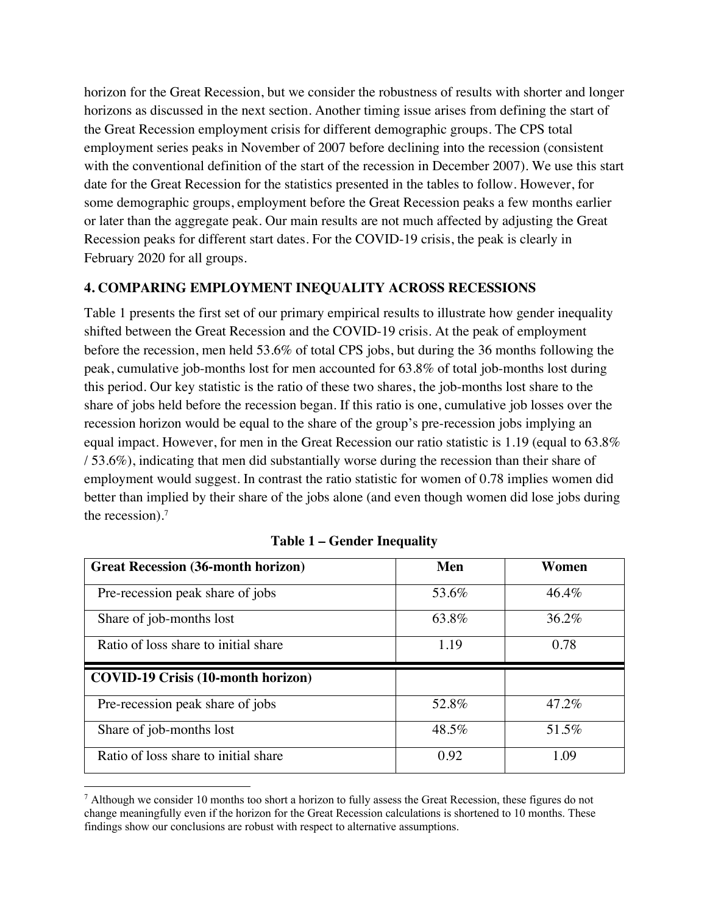horizon for the Great Recession, but we consider the robustness of results with shorter and longer horizons as discussed in the next section. Another timing issue arises from defining the start of the Great Recession employment crisis for different demographic groups. The CPS total employment series peaks in November of 2007 before declining into the recession (consistent with the conventional definition of the start of the recession in December 2007). We use this start date for the Great Recession for the statistics presented in the tables to follow. However, for some demographic groups, employment before the Great Recession peaks a few months earlier or later than the aggregate peak. Our main results are not much affected by adjusting the Great Recession peaks for different start dates. For the COVID-19 crisis, the peak is clearly in February 2020 for all groups.

## 4. COMPARING EMPLOYMENT INEQUALITY ACROSS RECESSIONS

Table 1 presents the first set of our primary empirical results to illustrate how gender inequality shifted between the Great Recession and the COVID-19 crisis. At the peak of employment before the recession, men held 53.6% of total CPS jobs, but during the 36 months following the peak, cumulative job-months lost for men accounted for 63.8% of total job-months lost during this period. Our key statistic is the ratio of these two shares, the job-months lost share to the share of jobs held before the recession began. If this ratio is one, cumulative job losses over the recession horizon would be equal to the share of the group's pre-recession jobs implying an equal impact. However, for men in the Great Recession our ratio statistic is 1.19 (equal to 63.8% / 53.6%), indicating that men did substantially worse during the recession than their share of employment would suggest. In contrast the ratio statistic for women of 0.78 implies women did better than implied by their share of the jobs alone (and even though women did lose jobs during the recession).[7]

**Table 1 – Gender Inequality**

| **Great Recession (36-month horizon)** | **Men** | **Women** |
|---|---|---|
| Pre-recession peak share of jobs | 53.6% | 46.4% |
| Share of job-months lost | 63.8% | 36.2% |
| Ratio of loss share to initial share | 1.19 | 0.78 |
| **COVID-19 Crisis (10-month horizon)** | | |
| Pre-recession peak share of jobs | 52.8% | 47.2% |
| Share of job-months lost | 48.5% | 51.5% |
| Ratio of loss share to initial share | 0.92 | 1.09 |

[7] Although we consider 10 months too short a horizon to fully assess the Great Recession, these figures do not change meaningfully even if the horizon for the Great Recession calculations is shortened to 10 months. These findings show our conclusions are robust with respect to alternative assumptions.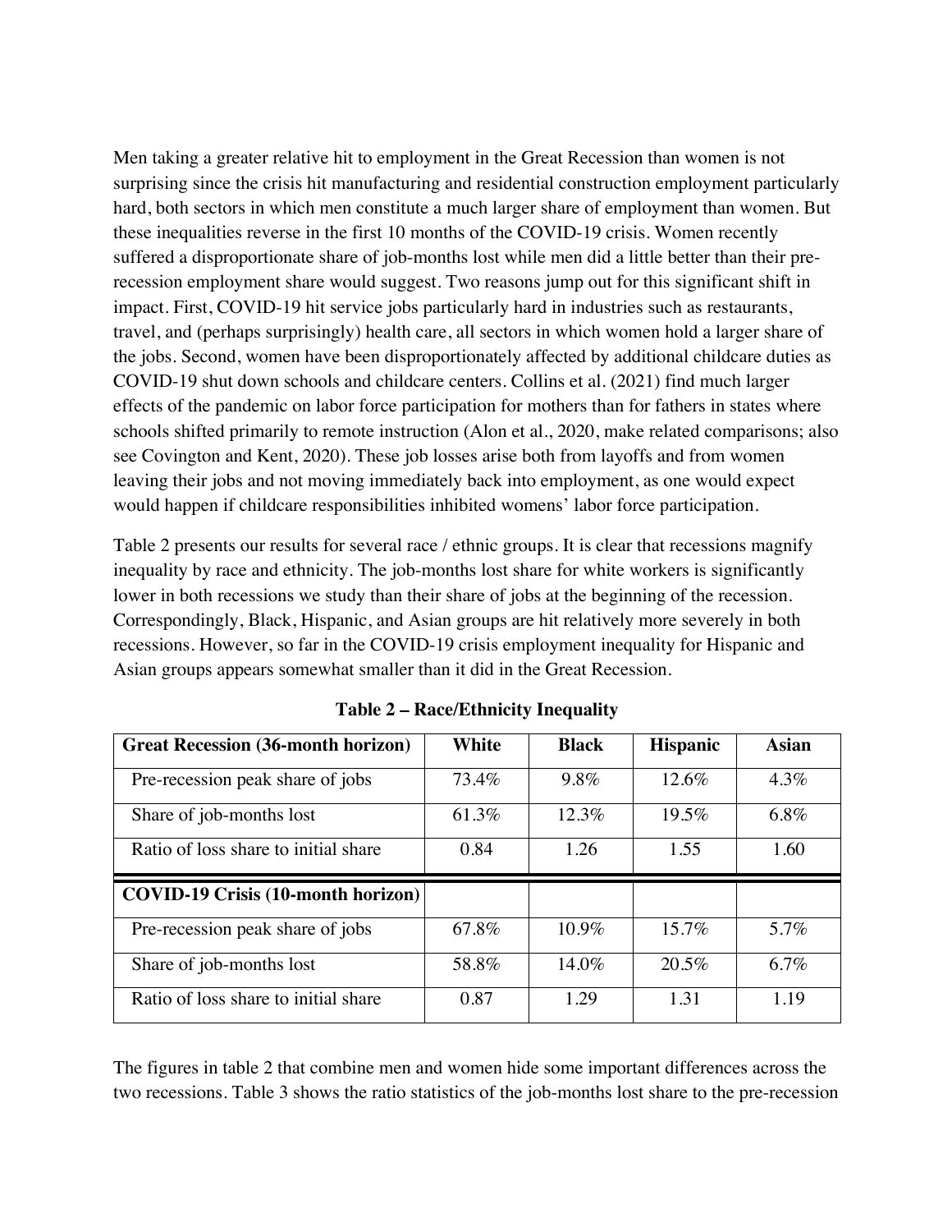Men taking a greater relative hit to employment in the Great Recession than women is not surprising since the crisis hit manufacturing and residential construction employment particularly hard, both sectors in which men constitute a much larger share of employment than women. But these inequalities reverse in the first 10 months of the COVID-19 crisis. Women recently suffered a disproportionate share of job-months lost while men did a little better than their pre-recession employment share would suggest. Two reasons jump out for this significant shift in impact. First, COVID-19 hit service jobs particularly hard in industries such as restaurants, travel, and (perhaps surprisingly) health care, all sectors in which women hold a larger share of the jobs. Second, women have been disproportionately affected by additional childcare duties as COVID-19 shut down schools and childcare centers. Collins et al. (2021) find much larger effects of the pandemic on labor force participation for mothers than for fathers in states where schools shifted primarily to remote instruction (Alon et al., 2020, make related comparisons; also see Covington and Kent, 2020). These job losses arise both from layoffs and from women leaving their jobs and not moving immediately back into employment, as one would expect would happen if childcare responsibilities inhibited womens' labor force participation.

Table 2 presents our results for several race / ethnic groups. It is clear that recessions magnify inequality by race and ethnicity. The job-months lost share for white workers is significantly lower in both recessions we study than their share of jobs at the beginning of the recession. Correspondingly, Black, Hispanic, and Asian groups are hit relatively more severely in both recessions. However, so far in the COVID-19 crisis employment inequality for Hispanic and Asian groups appears somewhat smaller than it did in the Great Recession.

**Table 2 – Race/Ethnicity Inequality**

| **Great Recession (36-month horizon)** | **White** | **Black** | **Hispanic** | **Asian** |
|---|---|---|---|---|
| Pre-recession peak share of jobs | 73.4% | 9.8% | 12.6% | 4.3% |
| Share of job-months lost | 61.3% | 12.3% | 19.5% | 6.8% |
| Ratio of loss share to initial share | 0.84 | 1.26 | 1.55 | 1.60 |
| **COVID-19 Crisis (10-month horizon)** | | | | |
| Pre-recession peak share of jobs | 67.8% | 10.9% | 15.7% | 5.7% |
| Share of job-months lost | 58.8% | 14.0% | 20.5% | 6.7% |
| Ratio of loss share to initial share | 0.87 | 1.29 | 1.31 | 1.19 |

The figures in table 2 that combine men and women hide some important differences across the two recessions. Table 3 shows the ratio statistics of the job-months lost share to the pre-recession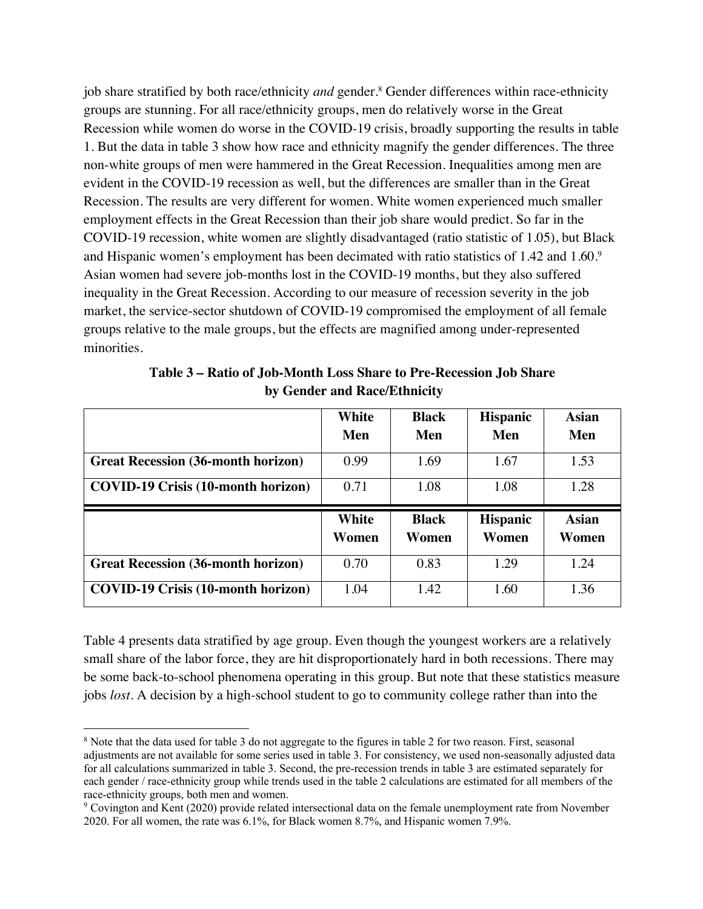job share stratified by both race/ethnicity *and* gender.[8] Gender differences within race-ethnicity groups are stunning. For all race/ethnicity groups, men do relatively worse in the Great Recession while women do worse in the COVID-19 crisis, broadly supporting the results in table 1. But the data in table 3 show how race and ethnicity magnify the gender differences. The three non-white groups of men were hammered in the Great Recession. Inequalities among men are evident in the COVID-19 recession as well, but the differences are smaller than in the Great Recession. The results are very different for women. White women experienced much smaller employment effects in the Great Recession than their job share would predict. So far in the COVID-19 recession, white women are slightly disadvantaged (ratio statistic of 1.05), but Black and Hispanic women's employment has been decimated with ratio statistics of 1.42 and 1.60.[9] Asian women had severe job-months lost in the COVID-19 months, but they also suffered inequality in the Great Recession. According to our measure of recession severity in the job market, the service-sector shutdown of COVID-19 compromised the employment of all female groups relative to the male groups, but the effects are magnified among under-represented minorities.

**Table 3 – Ratio of Job-Month Loss Share to Pre-Recession Job Share by Gender and Race/Ethnicity**

| | White Men | Black Men | Hispanic Men | Asian Men |
|---|---|---|---|---|
| **Great Recession (36-month horizon)** | 0.99 | 1.69 | 1.67 | 1.53 |
| **COVID-19 Crisis (10-month horizon)** | 0.71 | 1.08 | 1.08 | 1.28 |
| | **White Women** | **Black Women** | **Hispanic Women** | **Asian Women** |
| **Great Recession (36-month horizon)** | 0.70 | 0.83 | 1.29 | 1.24 |
| **COVID-19 Crisis (10-month horizon)** | 1.04 | 1.42 | 1.60 | 1.36 |

Table 4 presents data stratified by age group. Even though the youngest workers are a relatively small share of the labor force, they are hit disproportionately hard in both recessions. There may be some back-to-school phenomena operating in this group. But note that these statistics measure jobs *lost*. A decision by a high-school student to go to community college rather than into the

[8] Note that the data used for table 3 do not aggregate to the figures in table 2 for two reason. First, seasonal adjustments are not available for some series used in table 3. For consistency, we used non-seasonally adjusted data for all calculations summarized in table 3. Second, the pre-recession trends in table 3 are estimated separately for each gender / race-ethnicity group while trends used in the table 2 calculations are estimated for all members of the race-ethnicity groups, both men and women.

[9] Covington and Kent (2020) provide related intersectional data on the female unemployment rate from November 2020. For all women, the rate was 6.1%, for Black women 8.7%, and Hispanic women 7.9%.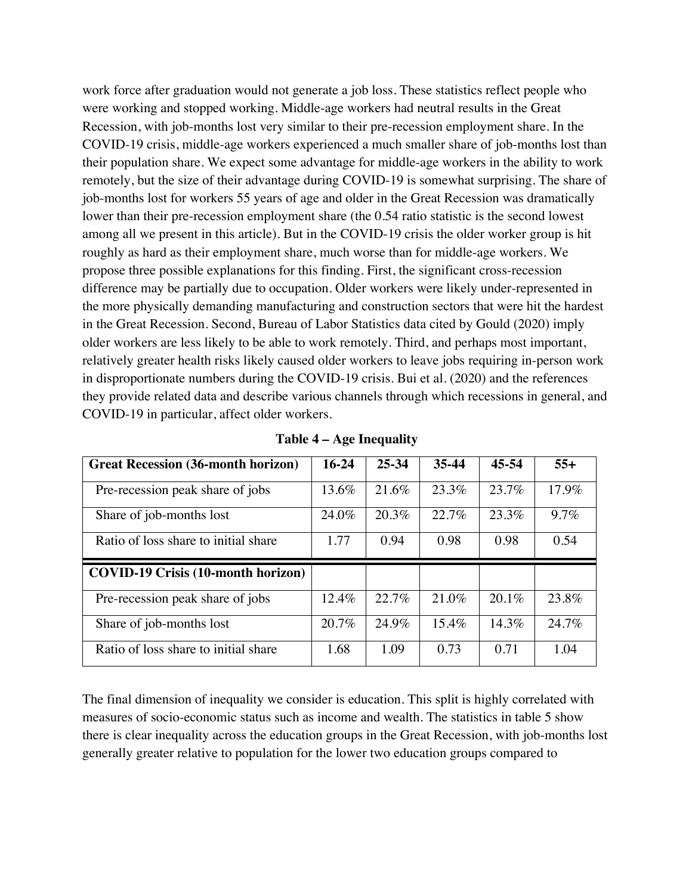work force after graduation would not generate a job loss. These statistics reflect people who were working and stopped working. Middle-age workers had neutral results in the Great Recession, with job-months lost very similar to their pre-recession employment share. In the COVID-19 crisis, middle-age workers experienced a much smaller share of job-months lost than their population share. We expect some advantage for middle-age workers in the ability to work remotely, but the size of their advantage during COVID-19 is somewhat surprising. The share of job-months lost for workers 55 years of age and older in the Great Recession was dramatically lower than their pre-recession employment share (the 0.54 ratio statistic is the second lowest among all we present in this article). But in the COVID-19 crisis the older worker group is hit roughly as hard as their employment share, much worse than for middle-age workers. We propose three possible explanations for this finding. First, the significant cross-recession difference may be partially due to occupation. Older workers were likely under-represented in the more physically demanding manufacturing and construction sectors that were hit the hardest in the Great Recession. Second, Bureau of Labor Statistics data cited by Gould (2020) imply older workers are less likely to be able to work remotely. Third, and perhaps most important, relatively greater health risks likely caused older workers to leave jobs requiring in-person work in disproportionate numbers during the COVID-19 crisis. Bui et al. (2020) and the references they provide related data and describe various channels through which recessions in general, and COVID-19 in particular, affect older workers.

**Table 4 – Age Inequality**

| **Great Recession (36-month horizon)** | **16-24** | **25-34** | **35-44** | **45-54** | **55+** |
|---|---|---|---|---|---|
| Pre-recession peak share of jobs | 13.6% | 21.6% | 23.3% | 23.7% | 17.9% |
| Share of job-months lost | 24.0% | 20.3% | 22.7% | 23.3% | 9.7% |
| Ratio of loss share to initial share | 1.77 | 0.94 | 0.98 | 0.98 | 0.54 |
| **COVID-19 Crisis (10-month horizon)** | | | | | |
| Pre-recession peak share of jobs | 12.4% | 22.7% | 21.0% | 20.1% | 23.8% |
| Share of job-months lost | 20.7% | 24.9% | 15.4% | 14.3% | 24.7% |
| Ratio of loss share to initial share | 1.68 | 1.09 | 0.73 | 0.71 | 1.04 |

The final dimension of inequality we consider is education. This split is highly correlated with measures of socio-economic status such as income and wealth. The statistics in table 5 show there is clear inequality across the education groups in the Great Recession, with job-months lost generally greater relative to population for the lower two education groups compared to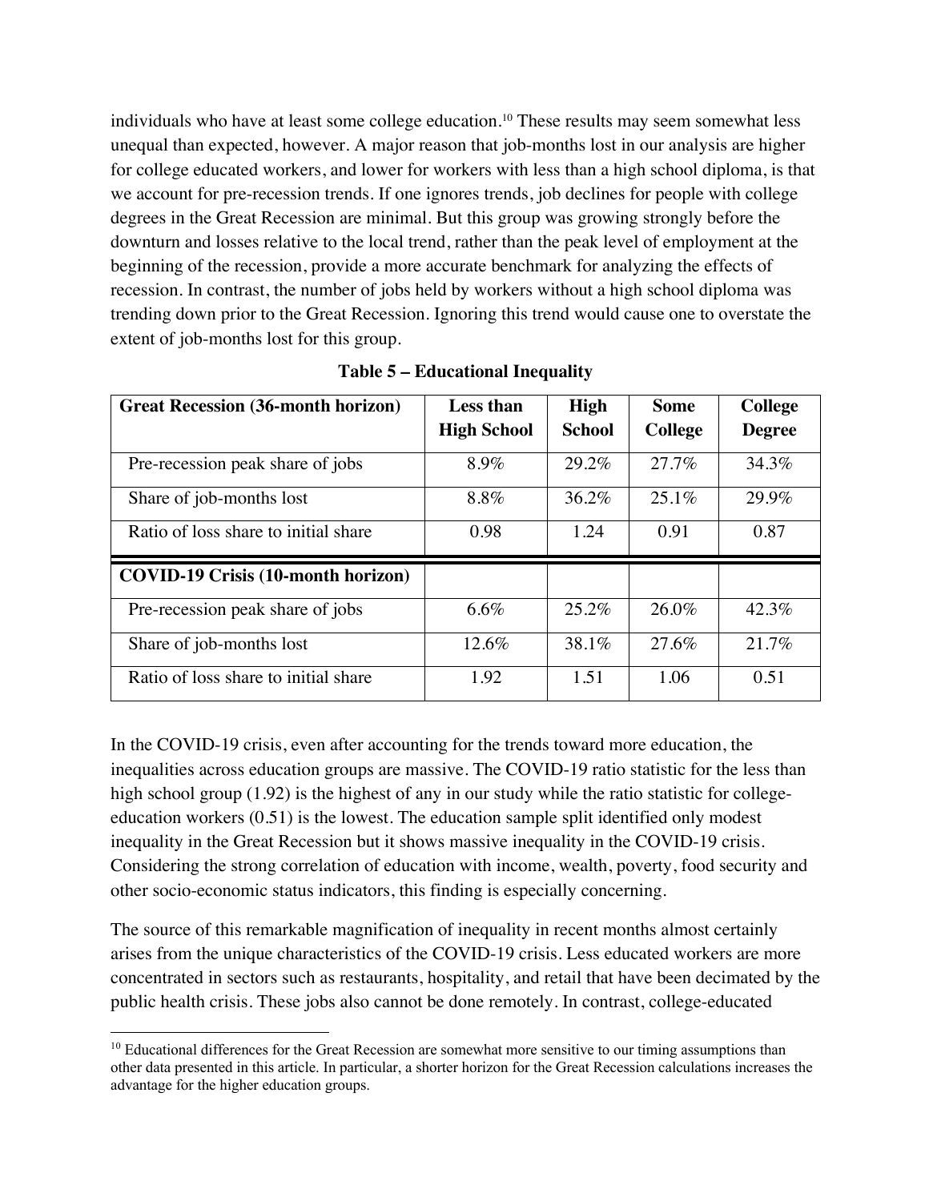individuals who have at least some college education.[10] These results may seem somewhat less unequal than expected, however. A major reason that job-months lost in our analysis are higher for college educated workers, and lower for workers with less than a high school diploma, is that we account for pre-recession trends. If one ignores trends, job declines for people with college degrees in the Great Recession are minimal. But this group was growing strongly before the downturn and losses relative to the local trend, rather than the peak level of employment at the beginning of the recession, provide a more accurate benchmark for analyzing the effects of recession. In contrast, the number of jobs held by workers without a high school diploma was trending down prior to the Great Recession. Ignoring this trend would cause one to overstate the extent of job-months lost for this group.

**Table 5 – Educational Inequality**

| Great Recession (36-month horizon) | Less than High School | High School | Some College | College Degree |
|---|---|---|---|---|
| Pre-recession peak share of jobs | 8.9% | 29.2% | 27.7% | 34.3% |
| Share of job-months lost | 8.8% | 36.2% | 25.1% | 29.9% |
| Ratio of loss share to initial share | 0.98 | 1.24 | 0.91 | 0.87 |
| **COVID-19 Crisis (10-month horizon)** | | | | |
| Pre-recession peak share of jobs | 6.6% | 25.2% | 26.0% | 42.3% |
| Share of job-months lost | 12.6% | 38.1% | 27.6% | 21.7% |
| Ratio of loss share to initial share | 1.92 | 1.51 | 1.06 | 0.51 |

In the COVID-19 crisis, even after accounting for the trends toward more education, the inequalities across education groups are massive. The COVID-19 ratio statistic for the less than high school group (1.92) is the highest of any in our study while the ratio statistic for college-education workers (0.51) is the lowest. The education sample split identified only modest inequality in the Great Recession but it shows massive inequality in the COVID-19 crisis. Considering the strong correlation of education with income, wealth, poverty, food security and other socio-economic status indicators, this finding is especially concerning.

The source of this remarkable magnification of inequality in recent months almost certainly arises from the unique characteristics of the COVID-19 crisis. Less educated workers are more concentrated in sectors such as restaurants, hospitality, and retail that have been decimated by the public health crisis. These jobs also cannot be done remotely. In contrast, college-educated

[10] Educational differences for the Great Recession are somewhat more sensitive to our timing assumptions than other data presented in this article. In particular, a shorter horizon for the Great Recession calculations increases the advantage for the higher education groups.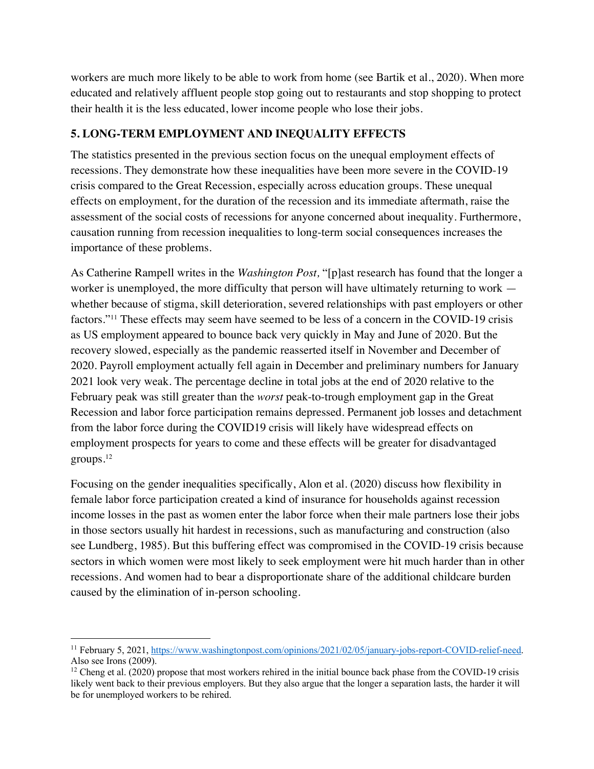workers are much more likely to be able to work from home (see Bartik et al., 2020). When more educated and relatively affluent people stop going out to restaurants and stop shopping to protect their health it is the less educated, lower income people who lose their jobs.

## 5. LONG-TERM EMPLOYMENT AND INEQUALITY EFFECTS

The statistics presented in the previous section focus on the unequal employment effects of recessions. They demonstrate how these inequalities have been more severe in the COVID-19 crisis compared to the Great Recession, especially across education groups. These unequal effects on employment, for the duration of the recession and its immediate aftermath, raise the assessment of the social costs of recessions for anyone concerned about inequality. Furthermore, causation running from recession inequalities to long-term social consequences increases the importance of these problems.

As Catherine Rampell writes in the *Washington Post,* "[p]ast research has found that the longer a worker is unemployed, the more difficulty that person will have ultimately returning to work — whether because of stigma, skill deterioration, severed relationships with past employers or other factors."[11] These effects may seem have seemed to be less of a concern in the COVID-19 crisis as US employment appeared to bounce back very quickly in May and June of 2020. But the recovery slowed, especially as the pandemic reasserted itself in November and December of 2020. Payroll employment actually fell again in December and preliminary numbers for January 2021 look very weak. The percentage decline in total jobs at the end of 2020 relative to the February peak was still greater than the *worst* peak-to-trough employment gap in the Great Recession and labor force participation remains depressed. Permanent job losses and detachment from the labor force during the COVID19 crisis will likely have widespread effects on employment prospects for years to come and these effects will be greater for disadvantaged groups.[12]

Focusing on the gender inequalities specifically, Alon et al. (2020) discuss how flexibility in female labor force participation created a kind of insurance for households against recession income losses in the past as women enter the labor force when their male partners lose their jobs in those sectors usually hit hardest in recessions, such as manufacturing and construction (also see Lundberg, 1985). But this buffering effect was compromised in the COVID-19 crisis because sectors in which women were most likely to seek employment were hit much harder than in other recessions. And women had to bear a disproportionate share of the additional childcare burden caused by the elimination of in-person schooling.

---

[11] February 5, 2021, https://www.washingtonpost.com/opinions/2021/02/05/january-jobs-report-COVID-relief-need. Also see Irons (2009).

[12] Cheng et al. (2020) propose that most workers rehired in the initial bounce back phase from the COVID-19 crisis likely went back to their previous employers. But they also argue that the longer a separation lasts, the harder it will be for unemployed workers to be rehired.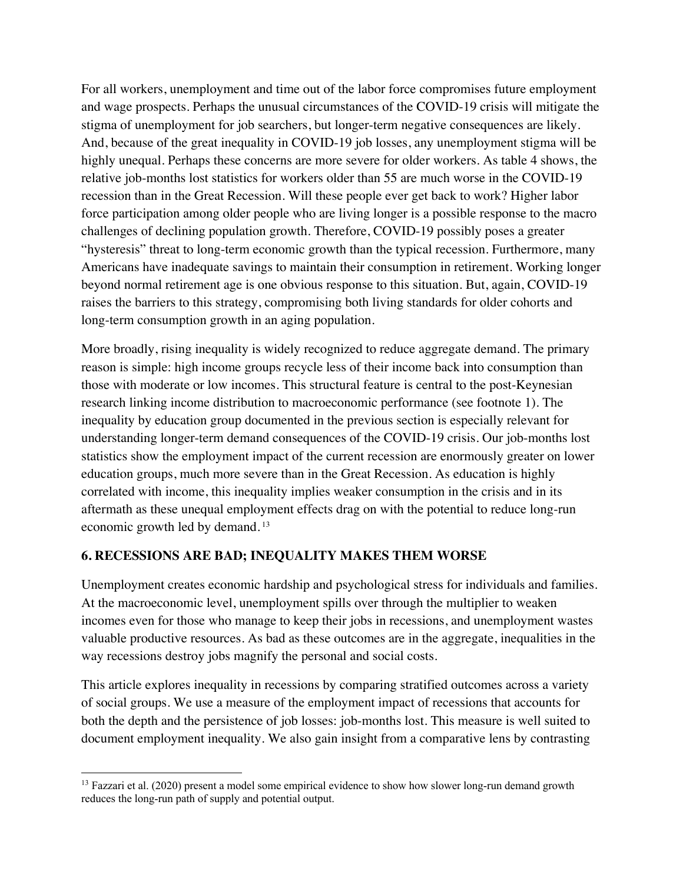For all workers, unemployment and time out of the labor force compromises future employment and wage prospects. Perhaps the unusual circumstances of the COVID-19 crisis will mitigate the stigma of unemployment for job searchers, but longer-term negative consequences are likely. And, because of the great inequality in COVID-19 job losses, any unemployment stigma will be highly unequal. Perhaps these concerns are more severe for older workers. As table 4 shows, the relative job-months lost statistics for workers older than 55 are much worse in the COVID-19 recession than in the Great Recession. Will these people ever get back to work? Higher labor force participation among older people who are living longer is a possible response to the macro challenges of declining population growth. Therefore, COVID-19 possibly poses a greater "hysteresis" threat to long-term economic growth than the typical recession. Furthermore, many Americans have inadequate savings to maintain their consumption in retirement. Working longer beyond normal retirement age is one obvious response to this situation. But, again, COVID-19 raises the barriers to this strategy, compromising both living standards for older cohorts and long-term consumption growth in an aging population.

More broadly, rising inequality is widely recognized to reduce aggregate demand. The primary reason is simple: high income groups recycle less of their income back into consumption than those with moderate or low incomes. This structural feature is central to the post-Keynesian research linking income distribution to macroeconomic performance (see footnote 1). The inequality by education group documented in the previous section is especially relevant for understanding longer-term demand consequences of the COVID-19 crisis. Our job-months lost statistics show the employment impact of the current recession are enormously greater on lower education groups, much more severe than in the Great Recession. As education is highly correlated with income, this inequality implies weaker consumption in the crisis and in its aftermath as these unequal employment effects drag on with the potential to reduce long-run economic growth led by demand. [13]

## 6. RECESSIONS ARE BAD; INEQUALITY MAKES THEM WORSE

Unemployment creates economic hardship and psychological stress for individuals and families. At the macroeconomic level, unemployment spills over through the multiplier to weaken incomes even for those who manage to keep their jobs in recessions, and unemployment wastes valuable productive resources. As bad as these outcomes are in the aggregate, inequalities in the way recessions destroy jobs magnify the personal and social costs.

This article explores inequality in recessions by comparing stratified outcomes across a variety of social groups. We use a measure of the employment impact of recessions that accounts for both the depth and the persistence of job losses: job-months lost. This measure is well suited to document employment inequality. We also gain insight from a comparative lens by contrasting

---

[13] Fazzari et al. (2020) present a model some empirical evidence to show how slower long-run demand growth reduces the long-run path of supply and potential output.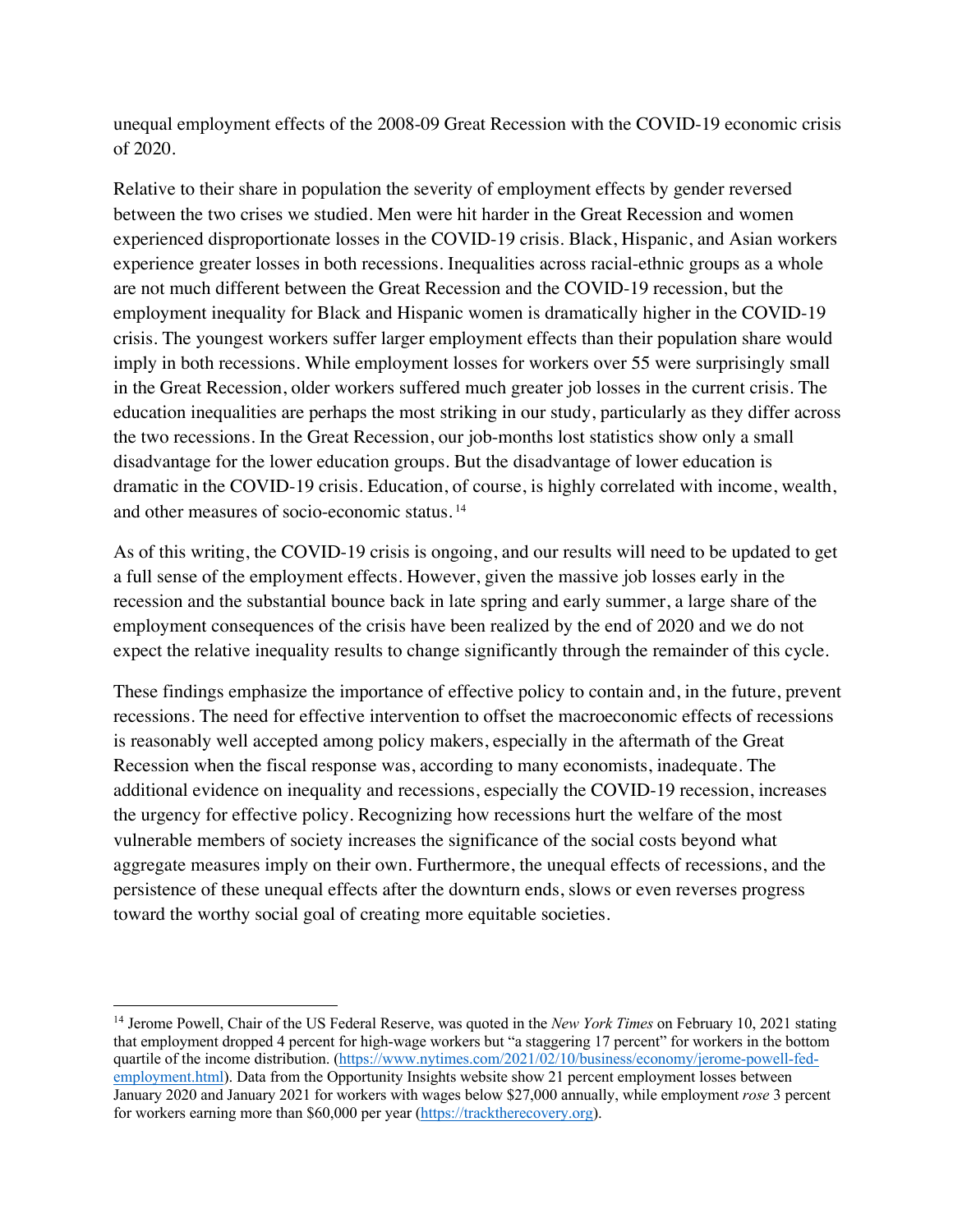unequal employment effects of the 2008-09 Great Recession with the COVID-19 economic crisis of 2020.

Relative to their share in population the severity of employment effects by gender reversed between the two crises we studied. Men were hit harder in the Great Recession and women experienced disproportionate losses in the COVID-19 crisis. Black, Hispanic, and Asian workers experience greater losses in both recessions. Inequalities across racial-ethnic groups as a whole are not much different between the Great Recession and the COVID-19 recession, but the employment inequality for Black and Hispanic women is dramatically higher in the COVID-19 crisis. The youngest workers suffer larger employment effects than their population share would imply in both recessions. While employment losses for workers over 55 were surprisingly small in the Great Recession, older workers suffered much greater job losses in the current crisis. The education inequalities are perhaps the most striking in our study, particularly as they differ across the two recessions. In the Great Recession, our job-months lost statistics show only a small disadvantage for the lower education groups. But the disadvantage of lower education is dramatic in the COVID-19 crisis. Education, of course, is highly correlated with income, wealth, and other measures of socio-economic status.[14]

As of this writing, the COVID-19 crisis is ongoing, and our results will need to be updated to get a full sense of the employment effects. However, given the massive job losses early in the recession and the substantial bounce back in late spring and early summer, a large share of the employment consequences of the crisis have been realized by the end of 2020 and we do not expect the relative inequality results to change significantly through the remainder of this cycle.

These findings emphasize the importance of effective policy to contain and, in the future, prevent recessions. The need for effective intervention to offset the macroeconomic effects of recessions is reasonably well accepted among policy makers, especially in the aftermath of the Great Recession when the fiscal response was, according to many economists, inadequate. The additional evidence on inequality and recessions, especially the COVID-19 recession, increases the urgency for effective policy. Recognizing how recessions hurt the welfare of the most vulnerable members of society increases the significance of the social costs beyond what aggregate measures imply on their own. Furthermore, the unequal effects of recessions, and the persistence of these unequal effects after the downturn ends, slows or even reverses progress toward the worthy social goal of creating more equitable societies.

---

[14] Jerome Powell, Chair of the US Federal Reserve, was quoted in the *New York Times* on February 10, 2021 stating that employment dropped 4 percent for high-wage workers but "a staggering 17 percent" for workers in the bottom quartile of the income distribution. (https://www.nytimes.com/2021/02/10/business/economy/jerome-powell-fed-employment.html). Data from the Opportunity Insights website show 21 percent employment losses between January 2020 and January 2021 for workers with wages below $27,000 annually, while employment *rose* 3 percent for workers earning more than $60,000 per year (https://tracktherecovery.org).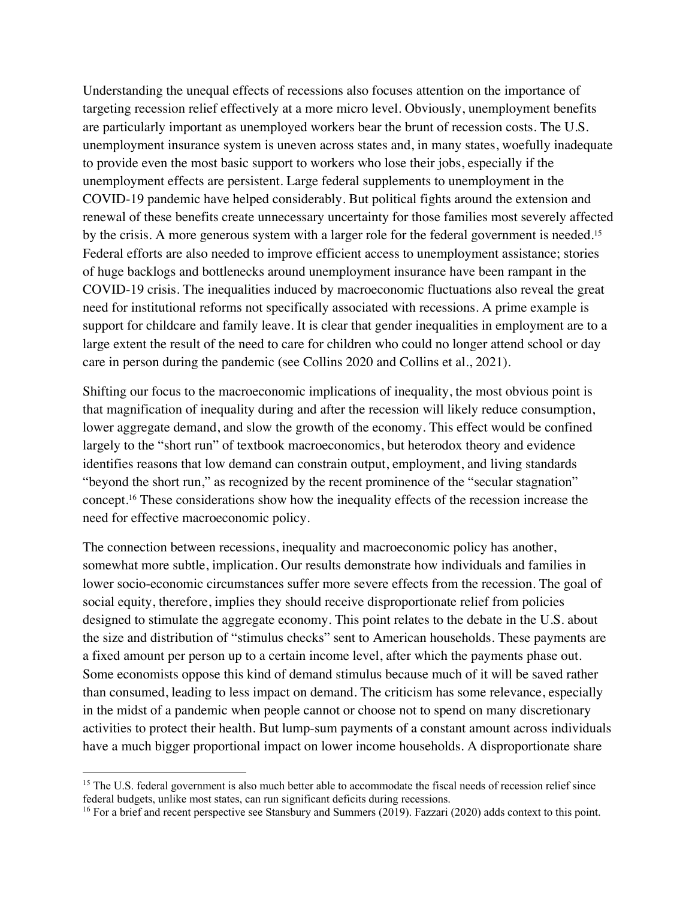Understanding the unequal effects of recessions also focuses attention on the importance of targeting recession relief effectively at a more micro level. Obviously, unemployment benefits are particularly important as unemployed workers bear the brunt of recession costs. The U.S. unemployment insurance system is uneven across states and, in many states, woefully inadequate to provide even the most basic support to workers who lose their jobs, especially if the unemployment effects are persistent. Large federal supplements to unemployment in the COVID-19 pandemic have helped considerably. But political fights around the extension and renewal of these benefits create unnecessary uncertainty for those families most severely affected by the crisis. A more generous system with a larger role for the federal government is needed.[15] Federal efforts are also needed to improve efficient access to unemployment assistance; stories of huge backlogs and bottlenecks around unemployment insurance have been rampant in the COVID-19 crisis. The inequalities induced by macroeconomic fluctuations also reveal the great need for institutional reforms not specifically associated with recessions. A prime example is support for childcare and family leave. It is clear that gender inequalities in employment are to a large extent the result of the need to care for children who could no longer attend school or day care in person during the pandemic (see Collins 2020 and Collins et al., 2021).

Shifting our focus to the macroeconomic implications of inequality, the most obvious point is that magnification of inequality during and after the recession will likely reduce consumption, lower aggregate demand, and slow the growth of the economy. This effect would be confined largely to the "short run" of textbook macroeconomics, but heterodox theory and evidence identifies reasons that low demand can constrain output, employment, and living standards "beyond the short run," as recognized by the recent prominence of the "secular stagnation" concept.[16] These considerations show how the inequality effects of the recession increase the need for effective macroeconomic policy.

The connection between recessions, inequality and macroeconomic policy has another, somewhat more subtle, implication. Our results demonstrate how individuals and families in lower socio-economic circumstances suffer more severe effects from the recession. The goal of social equity, therefore, implies they should receive disproportionate relief from policies designed to stimulate the aggregate economy. This point relates to the debate in the U.S. about the size and distribution of "stimulus checks" sent to American households. These payments are a fixed amount per person up to a certain income level, after which the payments phase out. Some economists oppose this kind of demand stimulus because much of it will be saved rather than consumed, leading to less impact on demand. The criticism has some relevance, especially in the midst of a pandemic when people cannot or choose not to spend on many discretionary activities to protect their health. But lump-sum payments of a constant amount across individuals have a much bigger proportional impact on lower income households. A disproportionate share

[15] The U.S. federal government is also much better able to accommodate the fiscal needs of recession relief since federal budgets, unlike most states, can run significant deficits during recessions.

[16] For a brief and recent perspective see Stansbury and Summers (2019). Fazzari (2020) adds context to this point.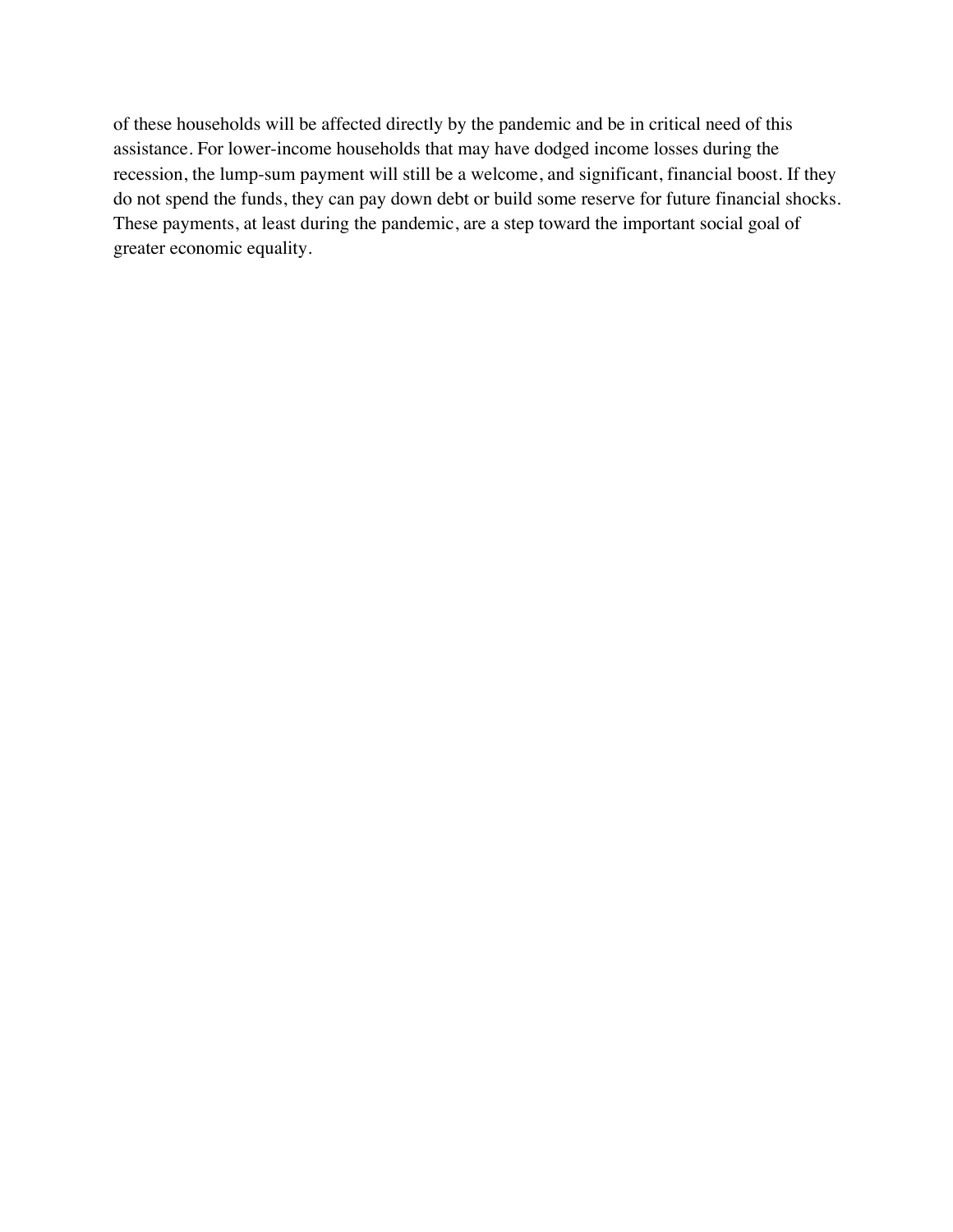of these households will be affected directly by the pandemic and be in critical need of this assistance. For lower-income households that may have dodged income losses during the recession, the lump-sum payment will still be a welcome, and significant, financial boost. If they do not spend the funds, they can pay down debt or build some reserve for future financial shocks. These payments, at least during the pandemic, are a step toward the important social goal of greater economic equality.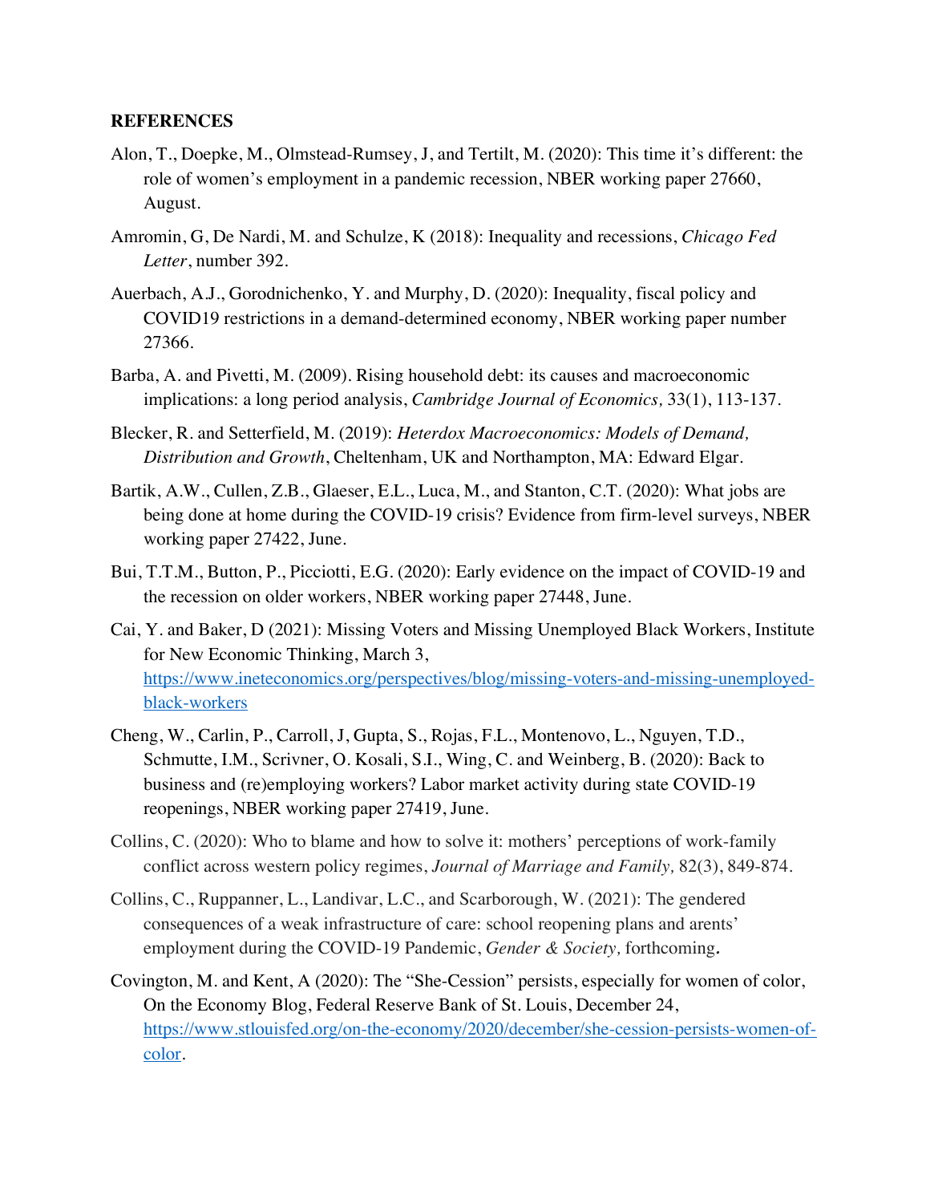**REFERENCES**

Alon, T., Doepke, M., Olmstead-Rumsey, J, and Tertilt, M. (2020): This time it's different: the role of women's employment in a pandemic recession, NBER working paper 27660, August.

Amromin, G, De Nardi, M. and Schulze, K (2018): Inequality and recessions, *Chicago Fed Letter*, number 392.

Auerbach, A.J., Gorodnichenko, Y. and Murphy, D. (2020): Inequality, fiscal policy and COVID19 restrictions in a demand-determined economy, NBER working paper number 27366.

Barba, A. and Pivetti, M. (2009). Rising household debt: its causes and macroeconomic implications: a long period analysis, *Cambridge Journal of Economics,* 33(1), 113-137.

Blecker, R. and Setterfield, M. (2019): *Heterdox Macroeconomics: Models of Demand, Distribution and Growth*, Cheltenham, UK and Northampton, MA: Edward Elgar.

Bartik, A.W., Cullen, Z.B., Glaeser, E.L., Luca, M., and Stanton, C.T. (2020): What jobs are being done at home during the COVID-19 crisis? Evidence from firm-level surveys, NBER working paper 27422, June.

Bui, T.T.M., Button, P., Picciotti, E.G. (2020): Early evidence on the impact of COVID-19 and the recession on older workers, NBER working paper 27448, June.

Cai, Y. and Baker, D (2021): Missing Voters and Missing Unemployed Black Workers, Institute for New Economic Thinking, March 3, https://www.ineteconomics.org/perspectives/blog/missing-voters-and-missing-unemployed-black-workers

Cheng, W., Carlin, P., Carroll, J, Gupta, S., Rojas, F.L., Montenovo, L., Nguyen, T.D., Schmutte, I.M., Scrivner, O. Kosali, S.I., Wing, C. and Weinberg, B. (2020): Back to business and (re)employing workers? Labor market activity during state COVID-19 reopenings, NBER working paper 27419, June.

Collins, C. (2020): Who to blame and how to solve it: mothers' perceptions of work-family conflict across western policy regimes, *Journal of Marriage and Family,* 82(3), 849-874.

Collins, C., Ruppanner, L., Landivar, L.C., and Scarborough, W. (2021): The gendered consequences of a weak infrastructure of care: school reopening plans and arents' employment during the COVID-19 Pandemic, *Gender & Society,* forthcoming**.**

Covington, M. and Kent, A (2020): The "She-Cession" persists, especially for women of color, On the Economy Blog, Federal Reserve Bank of St. Louis, December 24, https://www.stlouisfed.org/on-the-economy/2020/december/she-cession-persists-women-of-color.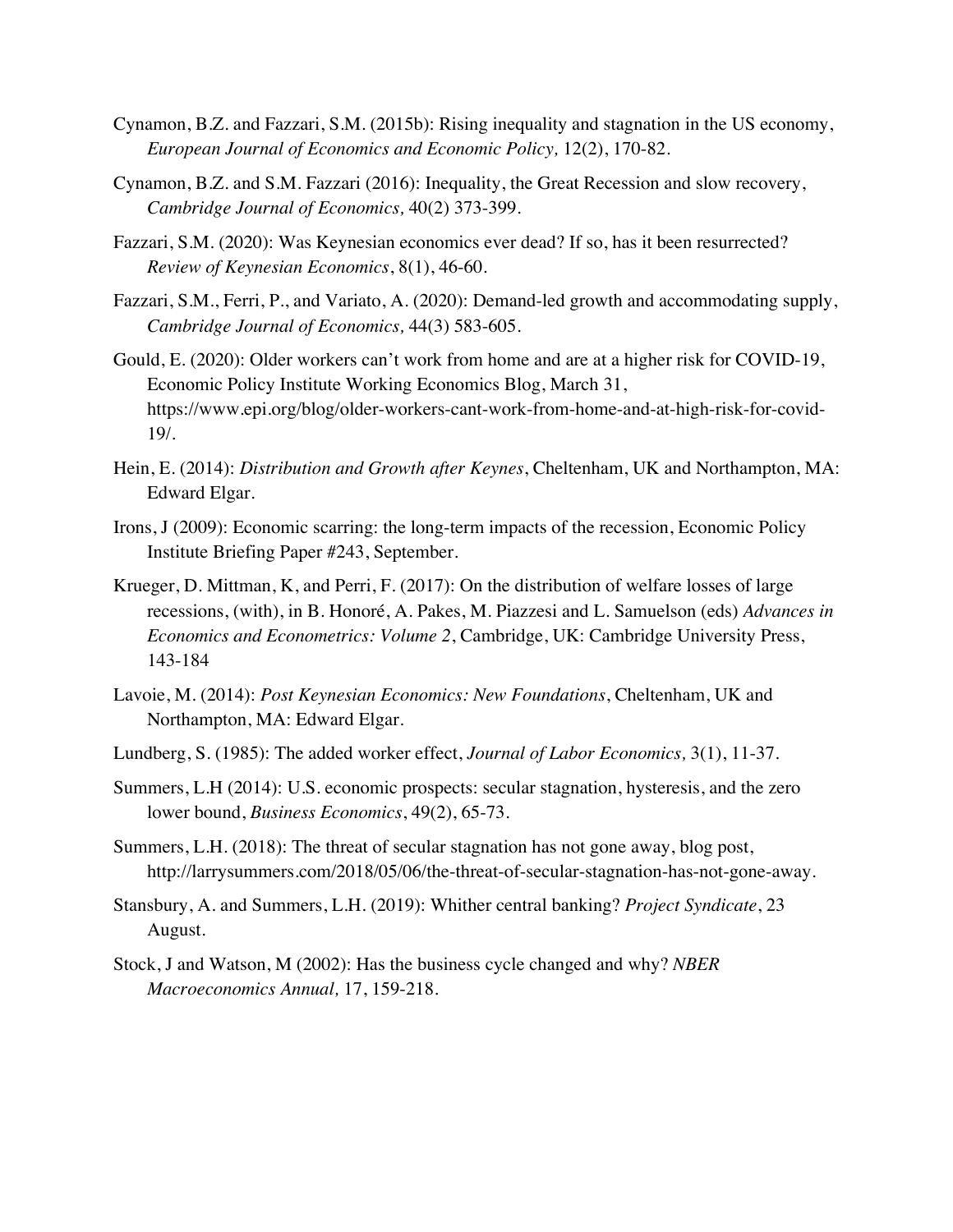Cynamon, B.Z. and Fazzari, S.M. (2015b): Rising inequality and stagnation in the US economy, *European Journal of Economics and Economic Policy,* 12(2), 170-82.

Cynamon, B.Z. and S.M. Fazzari (2016): Inequality, the Great Recession and slow recovery, *Cambridge Journal of Economics,* 40(2) 373-399.

Fazzari, S.M. (2020): Was Keynesian economics ever dead? If so, has it been resurrected? *Review of Keynesian Economics*, 8(1), 46-60.

Fazzari, S.M., Ferri, P., and Variato, A. (2020): Demand-led growth and accommodating supply, *Cambridge Journal of Economics,* 44(3) 583-605.

Gould, E. (2020): Older workers can't work from home and are at a higher risk for COVID-19, Economic Policy Institute Working Economics Blog, March 31, https://www.epi.org/blog/older-workers-cant-work-from-home-and-at-high-risk-for-covid-19/.

Hein, E. (2014): *Distribution and Growth after Keynes*, Cheltenham, UK and Northampton, MA: Edward Elgar.

Irons, J (2009): Economic scarring: the long-term impacts of the recession, Economic Policy Institute Briefing Paper #243, September.

Krueger, D. Mittman, K, and Perri, F. (2017): On the distribution of welfare losses of large recessions, (with), in B. Honoré, A. Pakes, M. Piazzesi and L. Samuelson (eds) *Advances in Economics and Econometrics: Volume 2*, Cambridge, UK: Cambridge University Press, 143-184

Lavoie, M. (2014): *Post Keynesian Economics: New Foundations*, Cheltenham, UK and Northampton, MA: Edward Elgar.

Lundberg, S. (1985): The added worker effect, *Journal of Labor Economics,* 3(1), 11-37.

Summers, L.H (2014): U.S. economic prospects: secular stagnation, hysteresis, and the zero lower bound, *Business Economics*, 49(2), 65-73.

Summers, L.H. (2018): The threat of secular stagnation has not gone away, blog post, http://larrysummers.com/2018/05/06/the-threat-of-secular-stagnation-has-not-gone-away.

Stansbury, A. and Summers, L.H. (2019): Whither central banking? *Project Syndicate*, 23 August.

Stock, J and Watson, M (2002): Has the business cycle changed and why? *NBER Macroeconomics Annual,* 17, 159-218.